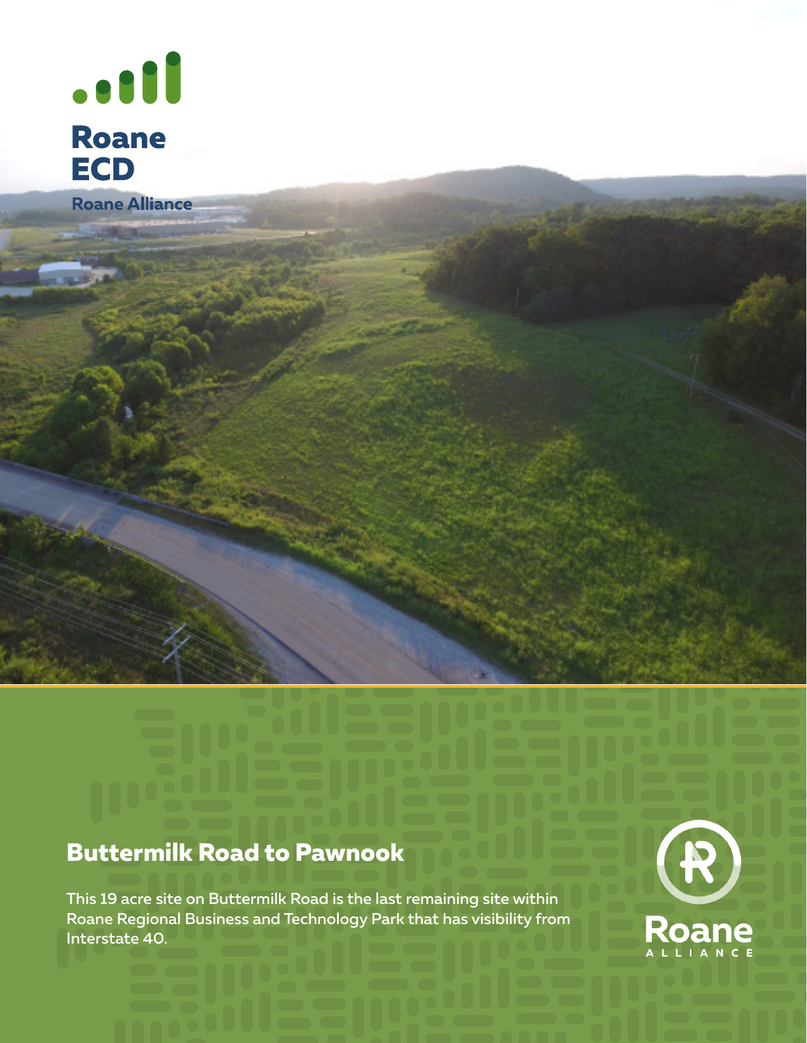Roane ECD

Roane Alliance

## Buttermilk Road to Pawnook

This 19 acre site on Buttermilk Road is the last remaining site within Roane Regional Business and Technology Park that has visibility from Interstate 40.

Roane ALLIANCE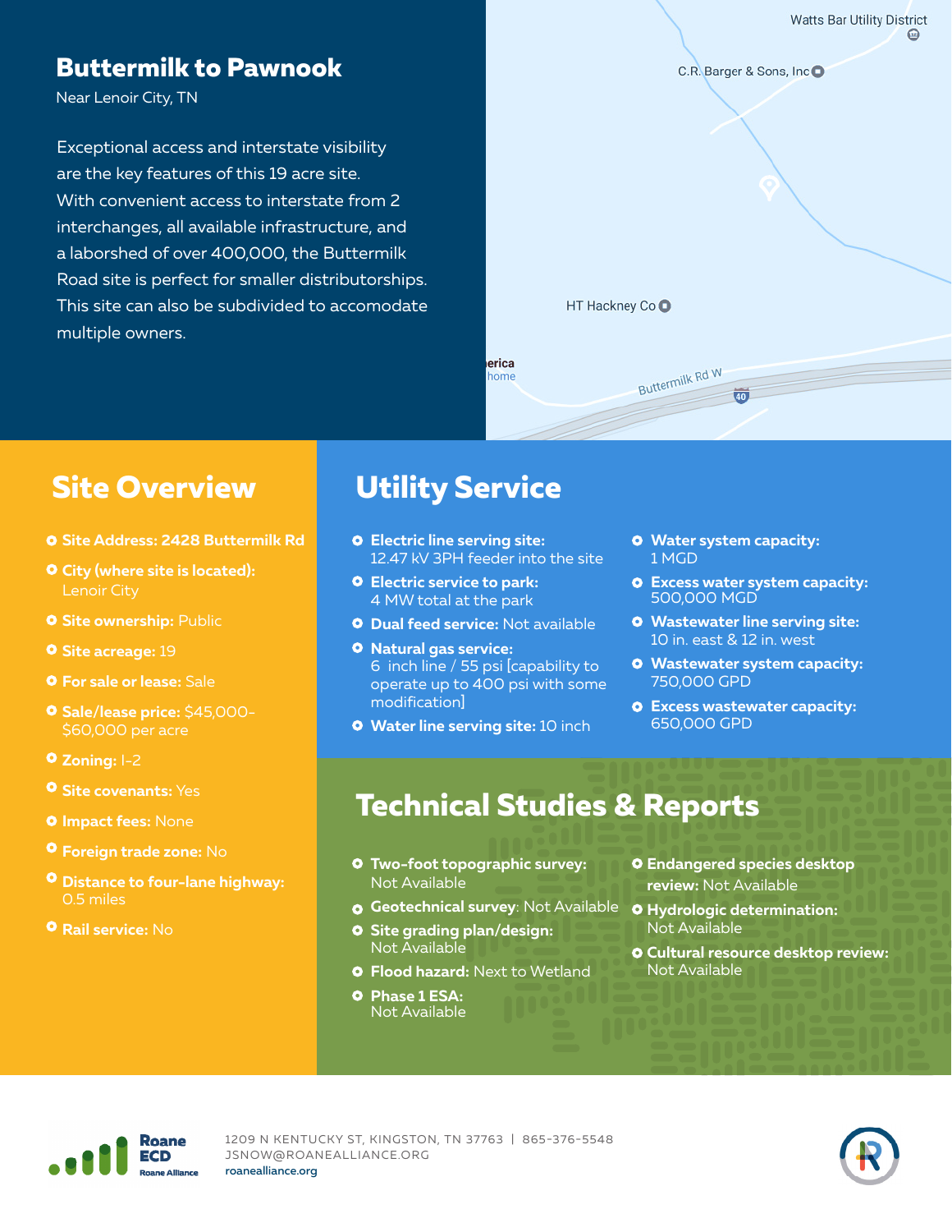# Buttermilk to Pawnook

Near Lenoir City, TN

Exceptional access and interstate visibility are the key features of this 19 acre site. With convenient access to interstate from 2 interchanges, all available infrastructure, and a laborshed of over 400,000, the Buttermilk Road site is perfect for smaller distributorships. This site can also be subdivided to accomodate multiple owners.

Watts Bar Utility District

C.R. Barger & Sons, Inc

HT Hackney Co

Buttermilk Rd W

40

## Site Overview

- **Site Address: 2428 Buttermilk Rd**
- **City (where site is located):** Lenoir City
- **Site ownership:** Public
- **Site acreage:** 19
- **For sale or lease:** Sale
- **Sale/lease price:** $45,000-$60,000 per acre
- **Zoning:** I-2
- **Site covenants:** Yes
- **Impact fees:** None
- **Foreign trade zone:** No
- **Distance to four-lane highway:** 0.5 miles
- **Rail service:** No

## Utility Service

- **Electric line serving site:** 12.47 kV 3PH feeder into the site
- **Electric service to park:** 4 MW total at the park
- **Dual feed service:** Not available
- **Natural gas service:** 6 inch line / 55 psi [capability to operate up to 400 psi with some modification]
- **Water line serving site:** 10 inch
- **Water system capacity:** 1 MGD
- **Excess water system capacity:** 500,000 MGD
- **Wastewater line serving site:** 10 in. east & 12 in. west
- **Wastewater system capacity:** 750,000 GPD
- **Excess wastewater capacity:** 650,000 GPD

## Technical Studies & Reports

- **Two-foot topographic survey:** Not Available
- **Geotechnical survey**: Not Available
- **Site grading plan/design:** Not Available
- **Flood hazard:** Next to Wetland
- **Phase 1 ESA:** Not Available
- **Endangered species desktop review:** Not Available
- **Hydrologic determination:** Not Available
- **Cultural resource desktop review:** Not Available

Roane ECD
Roane Alliance

1209 N KENTUCKY ST, KINGSTON, TN 37763 | 865-376-5548
JSNOW@ROANEALLIANCE.ORG
roanealliance.org